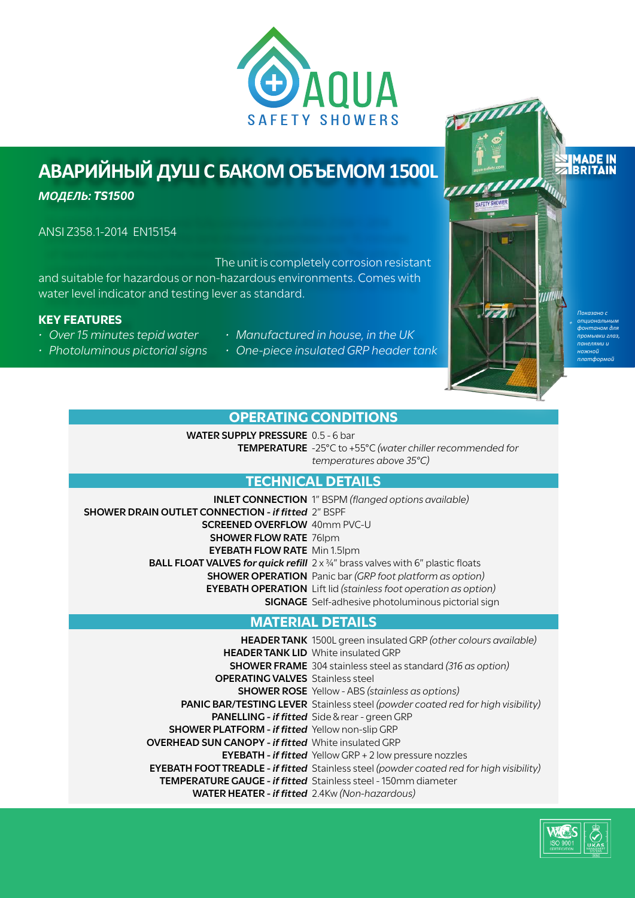AQUA
SAFETY SHOWERS

# АВАРИЙНЫЙ ДУШ С БАКОМ ОБЪЕМОМ 1500L

***МОДЕЛЬ: TS1500***

ANSI Z358.1-2014 EN15154

The unit is completely corrosion resistant and suitable for hazardous or non-hazardous environments. Comes with water level indicator and testing lever as standard.

MADE IN BRITAIN

*Показано с опциональным фонтаном для промывки глаз, панелями и ножной платформой*

### KEY FEATURES

- *Over 15 minutes tepid water*
- *Photoluminous pictorial signs*
- *Manufactured in house, in the UK*
- *One-piece insulated GRP header tank*

## OPERATING CONDITIONS

| | |
|---|---|
| **WATER SUPPLY PRESSURE** | 0.5 - 6 bar |
| **TEMPERATURE** | -25°C to +55°C *(water chiller recommended for temperatures above 35°C)* |

## TECHNICAL DETAILS

| | |
|---|---|
| **INLET CONNECTION** | 1" BSPM *(flanged options available)* |
| **SHOWER DRAIN OUTLET CONNECTION - *if fitted*** | 2" BSPF |
| **SCREENED OVERFLOW** | 40mm PVC-U |
| **SHOWER FLOW RATE** | 76lpm |
| **EYEBATH FLOW RATE** | Min 1.5lpm |
| **BALL FLOAT VALVES *for quick refill*** | 2 x ¾" brass valves with 6" plastic floats |
| **SHOWER OPERATION** | Panic bar *(GRP foot platform as option)* |
| **EYEBATH OPERATION** | Lift lid *(stainless foot operation as option)* |
| **SIGNAGE** | Self-adhesive photoluminous pictorial sign |

## MATERIAL DETAILS

| | |
|---|---|
| **HEADER TANK** | 1500L green insulated GRP *(other colours available)* |
| **HEADER TANK LID** | White insulated GRP |
| **SHOWER FRAME** | 304 stainless steel as standard *(316 as option)* |
| **OPERATING VALVES** | Stainless steel |
| **SHOWER ROSE** | Yellow - ABS *(stainless as options)* |
| **PANIC BAR/TESTING LEVER** | Stainless steel *(powder coated red for high visibility)* |
| **PANELLING - *if fitted*** | Side & rear - green GRP |
| **SHOWER PLATFORM - *if fitted*** | Yellow non-slip GRP |
| **OVERHEAD SUN CANOPY - *if fitted*** | White insulated GRP |
| **EYEBATH - *if fitted*** | Yellow GRP + 2 low pressure nozzles |
| **EYEBATH FOOT TREADLE - *if fitted*** | Stainless steel *(powder coated red for high visibility)* |
| **TEMPERATURE GAUGE - *if fitted*** | Stainless steel - 150mm diameter |
| **WATER HEATER - *if fitted*** | 2.4Kw *(Non-hazardous)* |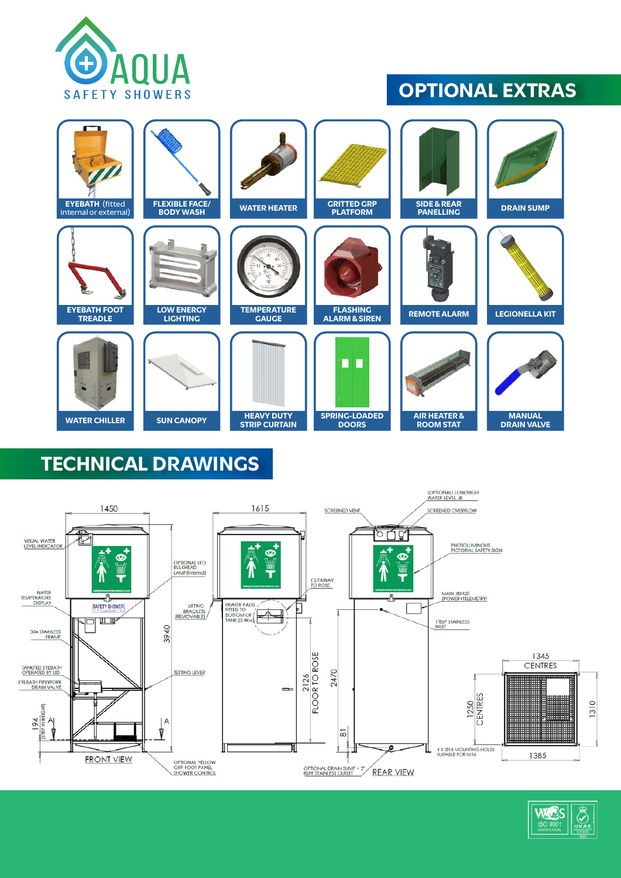AQUA
SAFETY SHOWERS

## OPTIONAL EXTRAS

- **EYEBATH** (fitted internal or external)
- **FLEXIBLE FACE/ BODY WASH**
- **WATER HEATER**
- **GRITTED GRP PLATFORM**
- **SIDE & REAR PANELLING**
- **DRAIN SUMP**
- **EYEBATH FOOT TREADLE**
- **LOW ENERGY LIGHTING**
- **TEMPERATURE GAUGE**
- **FLASHING ALARM & SIREN**
- **REMOTE ALARM**
- **LEGIONELLA KIT**
- **WATER CHILLER**
- **SUN CANOPY**
- **HEAVY DUTY STRIP CURTAIN**
- **SPRING-LOADED DOORS**
- **AIR HEATER & ROOM STAT**
- **MANUAL DRAIN VALVE**

## TECHNICAL DRAWINGS

1450
VISUAL WATER LEVEL INDICATOR
WATER TEMPERATURE DISPLAY
304 STAINLESS FRAME
TANKED EYEBATH OPERATED BY LID
EYEBATH PIPEWORK DRAIN VALVE
194 (STEP IN HEIGHT)
A
A
FRONT VIEW
SAFETY SHOWER
3940
OPTIONAL LED BULKHEAD LAMP (internal)
LIFTING BRACKETS (REMOVABLE)
TESTING LEVER
OPTIONAL YELLOW GRP FOOT PANEL SHOWER CONTROL

1615
HEATER PADS FITTED TO BOTTOM OF TANK (2.4kW)
CUTAWAY TO ROSE
2126
FLOOR TO ROSE
2470
81
OPTIONAL DRAIN SUMP + 2" BSPF STAINLESS OUTLET

SCREENED VENT
(OPTIONAL) LOW/HIGH WATER LEVEL JB
SCREENED OVERFLOW
PHOTOLUMINOUS PICTORIAL SAFETY SIGN
MAIN JBM20 (POWER+TELEMETRY)
1"BSP STAINLESS INLET
REAR VIEW

1345 CENTRES
1250 CENTRES
1310
1385
4 X Ø18 MOUNTING HOLES SUITABLE FOR M16

WCS ISO 9001 CERTIFICATION
UKAS MANAGEMENT SYSTEMS